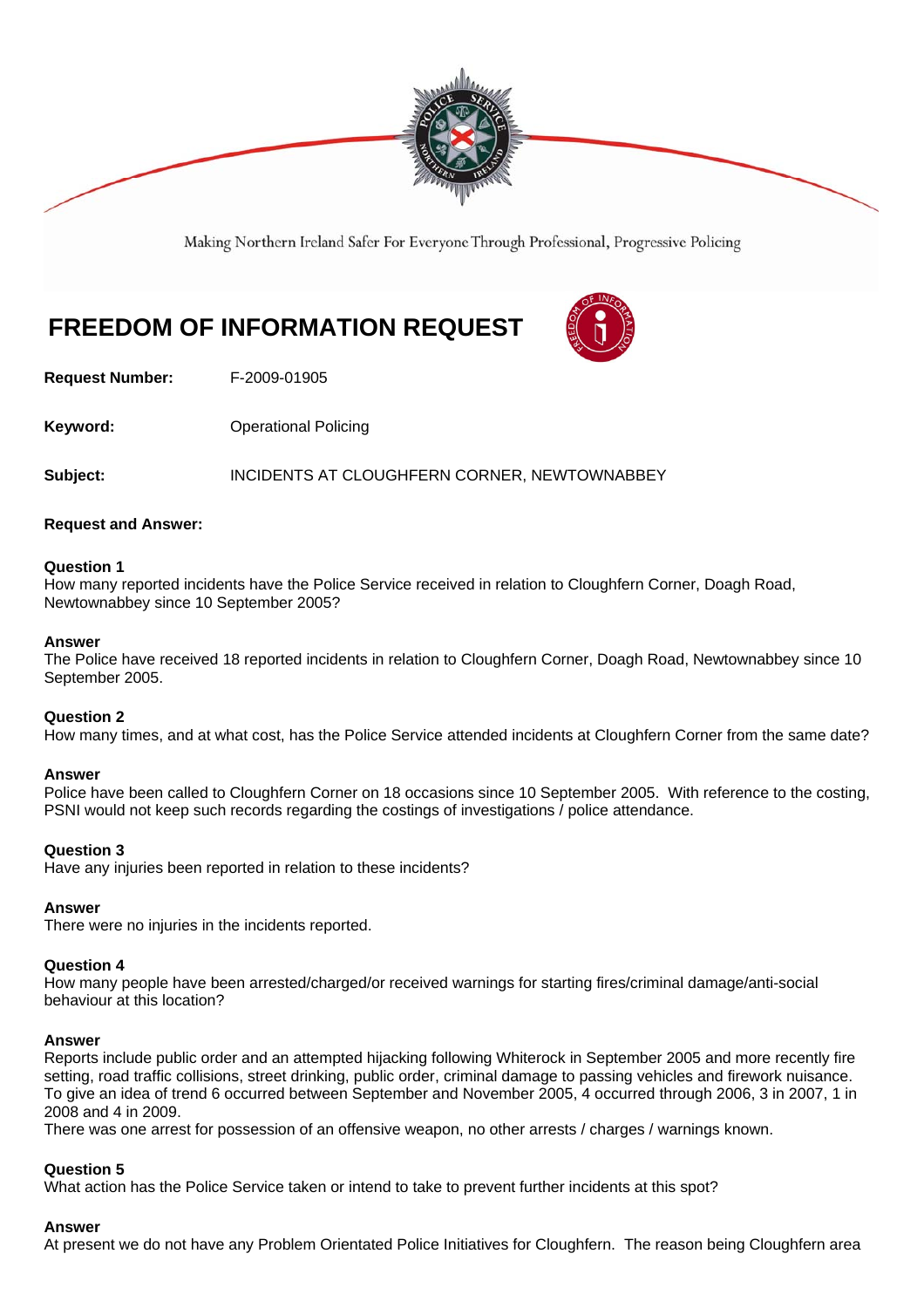Making Northern Ireland Safer For Everyone Through Professional, Progressive Policing

# FREEDOM OF INFORMATION REQUEST

**Request Number:** F-2009-01905

**Keyword:** Operational Policing

**Subject:** INCIDENTS AT CLOUGHFERN CORNER, NEWTOWNABBEY

**Request and Answer:**

**Question 1**
How many reported incidents have the Police Service received in relation to Cloughfern Corner, Doagh Road, Newtownabbey since 10 September 2005?

**Answer**
The Police have received 18 reported incidents in relation to Cloughfern Corner, Doagh Road, Newtownabbey since 10 September 2005.

**Question 2**
How many times, and at what cost, has the Police Service attended incidents at Cloughfern Corner from the same date?

**Answer**
Police have been called to Cloughfern Corner on 18 occasions since 10 September 2005. With reference to the costing, PSNI would not keep such records regarding the costings of investigations / police attendance.

**Question 3**
Have any injuries been reported in relation to these incidents?

**Answer**
There were no injuries in the incidents reported.

**Question 4**
How many people have been arrested/charged/or received warnings for starting fires/criminal damage/anti-social behaviour at this location?

**Answer**
Reports include public order and an attempted hijacking following Whiterock in September 2005 and more recently fire setting, road traffic collisions, street drinking, public order, criminal damage to passing vehicles and firework nuisance. To give an idea of trend 6 occurred between September and November 2005, 4 occurred through 2006, 3 in 2007, 1 in 2008 and 4 in 2009.
There was one arrest for possession of an offensive weapon, no other arrests / charges / warnings known.

**Question 5**
What action has the Police Service taken or intend to take to prevent further incidents at this spot?

**Answer**
At present we do not have any Problem Orientated Police Initiatives for Cloughfern. The reason being Cloughfern area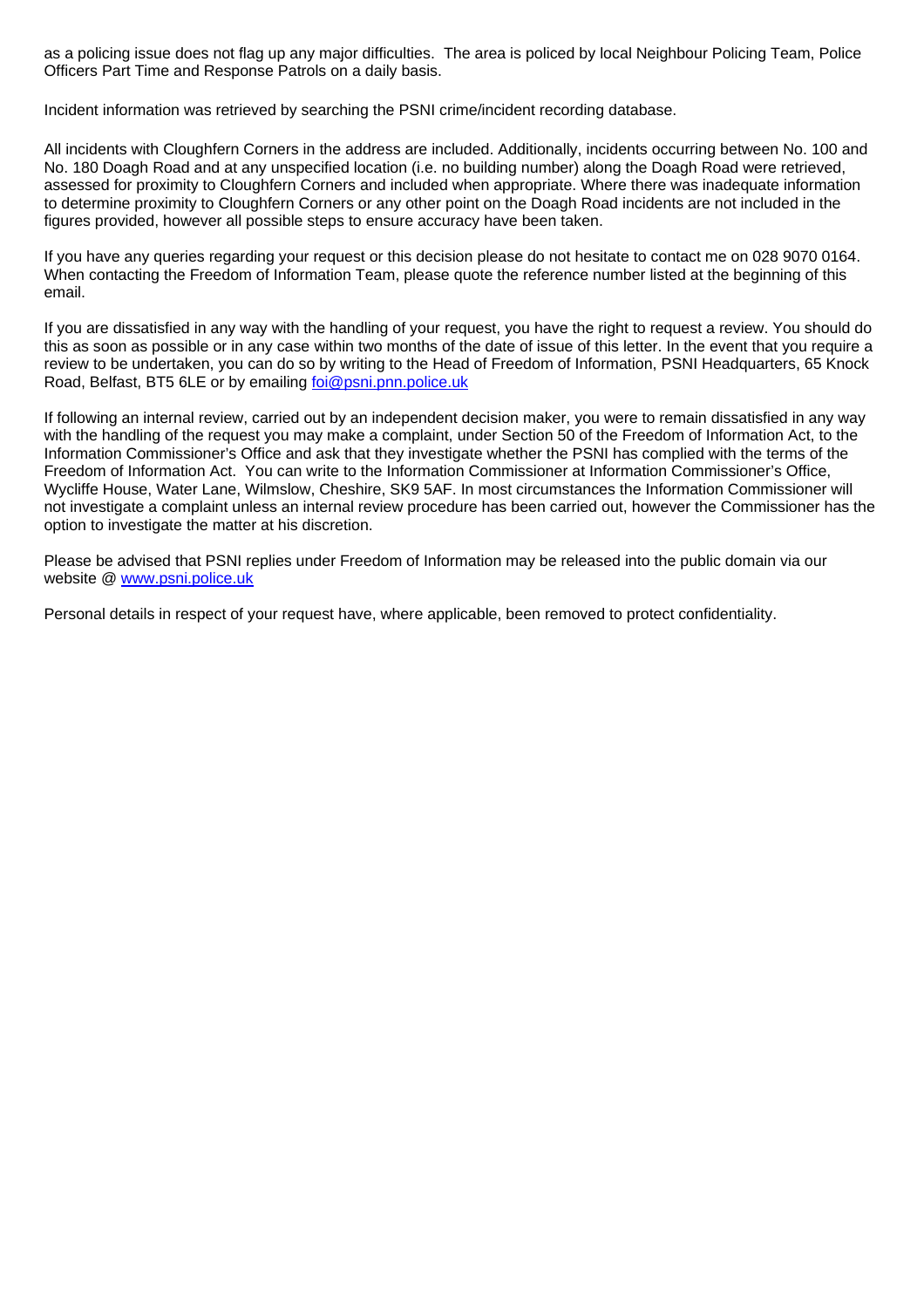as a policing issue does not flag up any major difficulties. The area is policed by local Neighbour Policing Team, Police Officers Part Time and Response Patrols on a daily basis.

Incident information was retrieved by searching the PSNI crime/incident recording database.

All incidents with Cloughfern Corners in the address are included. Additionally, incidents occurring between No. 100 and No. 180 Doagh Road and at any unspecified location (i.e. no building number) along the Doagh Road were retrieved, assessed for proximity to Cloughfern Corners and included when appropriate. Where there was inadequate information to determine proximity to Cloughfern Corners or any other point on the Doagh Road incidents are not included in the figures provided, however all possible steps to ensure accuracy have been taken.

If you have any queries regarding your request or this decision please do not hesitate to contact me on 028 9070 0164. When contacting the Freedom of Information Team, please quote the reference number listed at the beginning of this email.

If you are dissatisfied in any way with the handling of your request, you have the right to request a review. You should do this as soon as possible or in any case within two months of the date of issue of this letter. In the event that you require a review to be undertaken, you can do so by writing to the Head of Freedom of Information, PSNI Headquarters, 65 Knock Road, Belfast, BT5 6LE or by emailing [foi@psni.pnn.police.uk](mailto:foi@psni.pnn.police.uk)

If following an internal review, carried out by an independent decision maker, you were to remain dissatisfied in any way with the handling of the request you may make a complaint, under Section 50 of the Freedom of Information Act, to the Information Commissioner's Office and ask that they investigate whether the PSNI has complied with the terms of the Freedom of Information Act. You can write to the Information Commissioner at Information Commissioner's Office, Wycliffe House, Water Lane, Wilmslow, Cheshire, SK9 5AF. In most circumstances the Information Commissioner will not investigate a complaint unless an internal review procedure has been carried out, however the Commissioner has the option to investigate the matter at his discretion.

Please be advised that PSNI replies under Freedom of Information may be released into the public domain via our website @ [www.psni.police.uk](http://www.psni.police.uk)

Personal details in respect of your request have, where applicable, been removed to protect confidentiality.